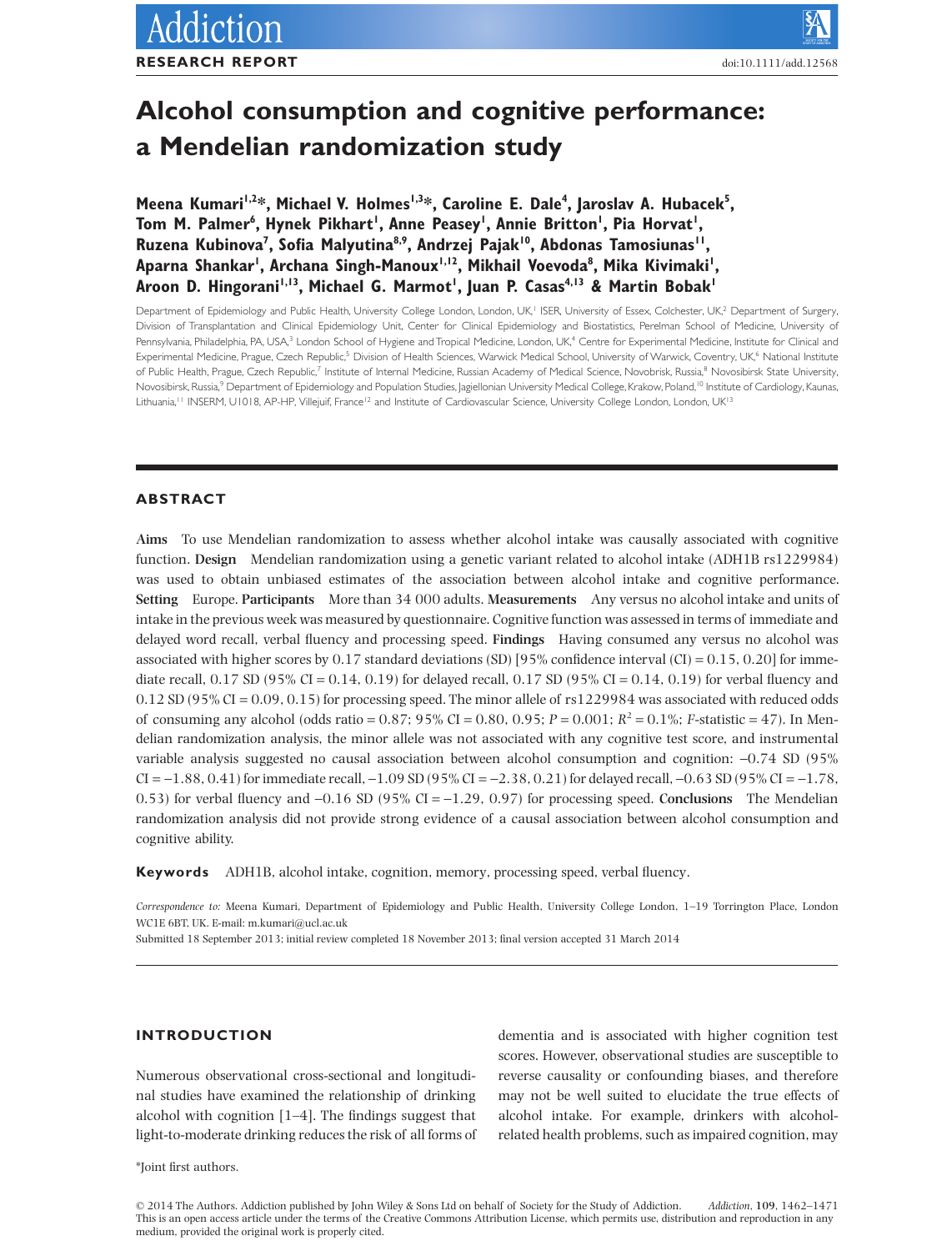# Alcohol consumption and cognitive performance: a Mendelian randomization study

**Meena Kumari[1,2]*, Michael V. Holmes[1,3]*, Caroline E. Dale[4], Jaroslav A. Hubacek[5], Tom M. Palmer[6], Hynek Pikhart[1], Anne Peasey[1], Annie Britton[1], Pia Horvat[1], Ruzena Kubinova[7], Sofia Malyutina[8,9], Andrzej Pajak[10], Abdonas Tamosiunas[11], Aparna Shankar[1], Archana Singh-Manoux[1,12], Mikhail Voevoda[8], Mika Kivimaki[1], Aroon D. Hingorani[1,13], Michael G. Marmot[1], Juan P. Casas[4,13] & Martin Bobak[1]**

Department of Epidemiology and Public Health, University College London, London, UK,[1] ISER, University of Essex, Colchester, UK,[2] Department of Surgery, Division of Transplantation and Clinical Epidemiology Unit, Center for Clinical Epidemiology and Biostatistics, Perelman School of Medicine, University of Pennsylvania, Philadelphia, PA, USA,[3] London School of Hygiene and Tropical Medicine, London, UK,[4] Centre for Experimental Medicine, Institute for Clinical and Experimental Medicine, Prague, Czech Republic,[5] Division of Health Sciences, Warwick Medical School, University of Warwick, Coventry, UK,[6] National Institute of Public Health, Prague, Czech Republic,[7] Institute of Internal Medicine, Russian Academy of Medical Science, Novobrisk, Russia,[8] Novosibirsk State University, Novosibirsk, Russia,[9] Department of Epidemiology and Population Studies, Jagiellonian University Medical College, Krakow, Poland,[10] Institute of Cardiology, Kaunas, Lithuania,[11] INSERM, U1018, AP-HP, Villejuif, France[12] and Institute of Cardiovascular Science, University College London, London, UK[13]

## ABSTRACT

**Aims** To use Mendelian randomization to assess whether alcohol intake was causally associated with cognitive function. **Design** Mendelian randomization using a genetic variant related to alcohol intake (ADH1B rs1229984) was used to obtain unbiased estimates of the association between alcohol intake and cognitive performance. **Setting** Europe. **Participants** More than 34 000 adults. **Measurements** Any versus no alcohol intake and units of intake in the previous week was measured by questionnaire. Cognitive function was assessed in terms of immediate and delayed word recall, verbal fluency and processing speed. **Findings** Having consumed any versus no alcohol was associated with higher scores by 0.17 standard deviations (SD) [95% confidence interval (CI) = 0.15, 0.20] for immediate recall, 0.17 SD (95% CI = 0.14, 0.19) for delayed recall, 0.17 SD (95% CI = 0.14, 0.19) for verbal fluency and 0.12 SD (95% CI = 0.09, 0.15) for processing speed. The minor allele of rs1229984 was associated with reduced odds of consuming any alcohol (odds ratio = 0.87; 95% CI = 0.80, 0.95; $P = 0.001$; $R^2 = 0.1\%$; $F$-statistic = 47). In Mendelian randomization analysis, the minor allele was not associated with any cognitive test score, and instrumental variable analysis suggested no causal association between alcohol consumption and cognition: −0.74 SD (95% CI = −1.88, 0.41) for immediate recall, −1.09 SD (95% CI = −2.38, 0.21) for delayed recall, −0.63 SD (95% CI = −1.78, 0.53) for verbal fluency and −0.16 SD (95% CI = −1.29, 0.97) for processing speed. **Conclusions** The Mendelian randomization analysis did not provide strong evidence of a causal association between alcohol consumption and cognitive ability.

**Keywords** ADH1B, alcohol intake, cognition, memory, processing speed, verbal fluency.

*Correspondence to:* Meena Kumari, Department of Epidemiology and Public Health, University College London, 1–19 Torrington Place, London WC1E 6BT, UK. E-mail: m.kumari@ucl.ac.uk

Submitted 18 September 2013; initial review completed 18 November 2013; final version accepted 31 March 2014

## INTRODUCTION

Numerous observational cross-sectional and longitudinal studies have examined the relationship of drinking alcohol with cognition [1–4]. The findings suggest that light-to-moderate drinking reduces the risk of all forms of dementia and is associated with higher cognition test scores. However, observational studies are susceptible to reverse causality or confounding biases, and therefore may not be well suited to elucidate the true effects of alcohol intake. For example, drinkers with alcohol-related health problems, such as impaired cognition, may

*Joint first authors.

© 2014 The Authors. Addiction published by John Wiley & Sons Ltd on behalf of Society for the Study of Addiction.
This is an open access article under the terms of the Creative Commons Attribution License, which permits use, distribution and reproduction in any medium, provided the original work is properly cited.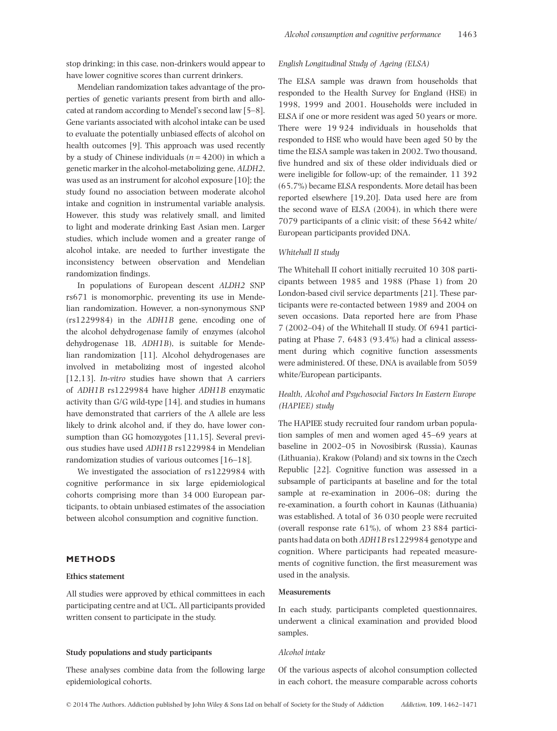stop drinking; in this case, non-drinkers would appear to have lower cognitive scores than current drinkers.

Mendelian randomization takes advantage of the properties of genetic variants present from birth and allocated at random according to Mendel's second law [5–8]. Gene variants associated with alcohol intake can be used to evaluate the potentially unbiased effects of alcohol on health outcomes [9]. This approach was used recently by a study of Chinese individuals ($n = 4200$) in which a genetic marker in the alcohol-metabolizing gene, *ALDH2*, was used as an instrument for alcohol exposure [10]; the study found no association between moderate alcohol intake and cognition in instrumental variable analysis. However, this study was relatively small, and limited to light and moderate drinking East Asian men. Larger studies, which include women and a greater range of alcohol intake, are needed to further investigate the inconsistency between observation and Mendelian randomization findings.

In populations of European descent *ALDH2* SNP rs671 is monomorphic, preventing its use in Mendelian randomization. However, a non-synonymous SNP (rs1229984) in the *ADH1B* gene, encoding one of the alcohol dehydrogenase family of enzymes (alcohol dehydrogenase 1B, *ADH1B*), is suitable for Mendelian randomization [11]. Alcohol dehydrogenases are involved in metabolizing most of ingested alcohol [12,13]. *In-vitro* studies have shown that A carriers of *ADH1B* rs1229984 have higher *ADH1B* enzymatic activity than G/G wild-type [14], and studies in humans have demonstrated that carriers of the A allele are less likely to drink alcohol and, if they do, have lower consumption than GG homozygotes [11,15]. Several previous studies have used *ADH1B* rs1229984 in Mendelian randomization studies of various outcomes [16–18].

We investigated the association of rs1229984 with cognitive performance in six large epidemiological cohorts comprising more than 34 000 European participants, to obtain unbiased estimates of the association between alcohol consumption and cognitive function.

## METHODS

### Ethics statement

All studies were approved by ethical committees in each participating centre and at UCL. All participants provided written consent to participate in the study.

### Study populations and study participants

These analyses combine data from the following large epidemiological cohorts.

#### *English Longitudinal Study of Ageing (ELSA)*

The ELSA sample was drawn from households that responded to the Health Survey for England (HSE) in 1998, 1999 and 2001. Households were included in ELSA if one or more resident was aged 50 years or more. There were 19 924 individuals in households that responded to HSE who would have been aged 50 by the time the ELSA sample was taken in 2002. Two thousand, five hundred and six of these older individuals died or were ineligible for follow-up; of the remainder, 11 392 (65.7%) became ELSA respondents. More detail has been reported elsewhere [19,20]. Data used here are from the second wave of ELSA (2004), in which there were 7079 participants of a clinic visit; of these 5642 white/European participants provided DNA.

#### *Whitehall II study*

The Whitehall II cohort initially recruited 10 308 participants between 1985 and 1988 (Phase 1) from 20 London-based civil service departments [21]. These participants were re-contacted between 1989 and 2004 on seven occasions. Data reported here are from Phase 7 (2002–04) of the Whitehall II study. Of 6941 participating at Phase 7, 6483 (93.4%) had a clinical assessment during which cognitive function assessments were administered. Of these, DNA is available from 5059 white/European participants.

#### *Health, Alcohol and Psychosocial Factors In Eastern Europe (HAPIEE) study*

The HAPIEE study recruited four random urban population samples of men and women aged 45–69 years at baseline in 2002–05 in Novosibirsk (Russia), Kaunas (Lithuania), Krakow (Poland) and six towns in the Czech Republic [22]. Cognitive function was assessed in a subsample of participants at baseline and for the total sample at re-examination in 2006–08; during the re-examination, a fourth cohort in Kaunas (Lithuania) was established. A total of 36 030 people were recruited (overall response rate 61%), of whom 23 884 participants had data on both *ADH1B* rs1229984 genotype and cognition. Where participants had repeated measurements of cognitive function, the first measurement was used in the analysis.

### Measurements

In each study, participants completed questionnaires, underwent a clinical examination and provided blood samples.

#### *Alcohol intake*

Of the various aspects of alcohol consumption collected in each cohort, the measure comparable across cohorts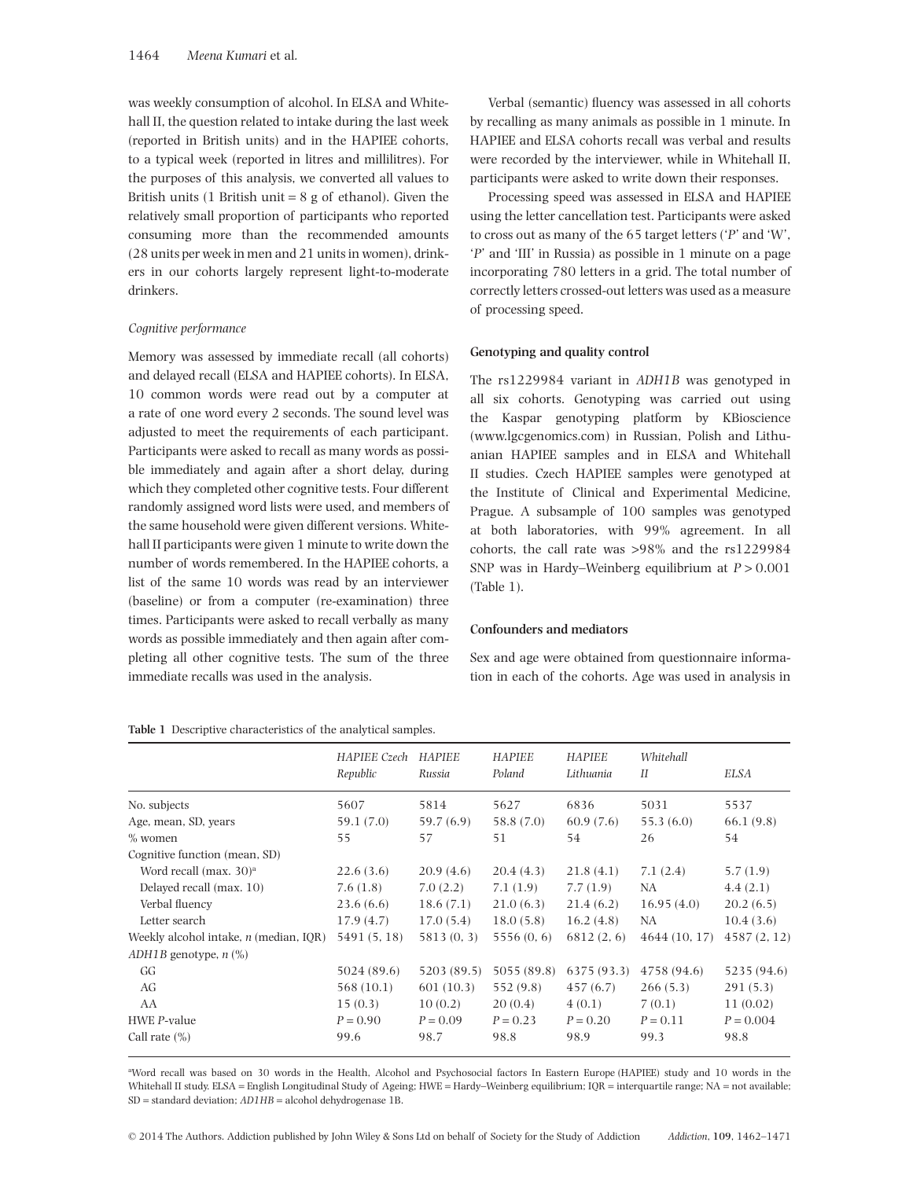was weekly consumption of alcohol. In ELSA and Whitehall II, the question related to intake during the last week (reported in British units) and in the HAPIEE cohorts, to a typical week (reported in litres and millilitres). For the purposes of this analysis, we converted all values to British units (1 British unit = 8 g of ethanol). Given the relatively small proportion of participants who reported consuming more than the recommended amounts (28 units per week in men and 21 units in women), drinkers in our cohorts largely represent light-to-moderate drinkers.

*Cognitive performance*

Memory was assessed by immediate recall (all cohorts) and delayed recall (ELSA and HAPIEE cohorts). In ELSA, 10 common words were read out by a computer at a rate of one word every 2 seconds. The sound level was adjusted to meet the requirements of each participant. Participants were asked to recall as many words as possible immediately and again after a short delay, during which they completed other cognitive tests. Four different randomly assigned word lists were used, and members of the same household were given different versions. Whitehall II participants were given 1 minute to write down the number of words remembered. In the HAPIEE cohorts, a list of the same 10 words was read by an interviewer (baseline) or from a computer (re-examination) three times. Participants were asked to recall verbally as many words as possible immediately and then again after completing all other cognitive tests. The sum of the three immediate recalls was used in the analysis.

Verbal (semantic) fluency was assessed in all cohorts by recalling as many animals as possible in 1 minute. In HAPIEE and ELSA cohorts recall was verbal and results were recorded by the interviewer, while in Whitehall II, participants were asked to write down their responses.

Processing speed was assessed in ELSA and HAPIEE using the letter cancellation test. Participants were asked to cross out as many of the 65 target letters ('*P*' and 'W', '*P*' and 'Ш' in Russia) as possible in 1 minute on a page incorporating 780 letters in a grid. The total number of correctly letters crossed-out letters was used as a measure of processing speed.

### Genotyping and quality control

The rs1229984 variant in *ADH1B* was genotyped in all six cohorts. Genotyping was carried out using the Kaspar genotyping platform by KBioscience (www.lgcgenomics.com) in Russian, Polish and Lithuanian HAPIEE samples and in ELSA and Whitehall II studies. Czech HAPIEE samples were genotyped at the Institute of Clinical and Experimental Medicine, Prague. A subsample of 100 samples was genotyped at both laboratories, with 99% agreement. In all cohorts, the call rate was >98% and the rs1229984 SNP was in Hardy–Weinberg equilibrium at $P > 0.001$ (Table 1).

### Confounders and mediators

Sex and age were obtained from questionnaire information in each of the cohorts. Age was used in analysis in

**Table 1** Descriptive characteristics of the analytical samples.

| | *HAPIEE Czech Republic* | *HAPIEE Russia* | *HAPIEE Poland* | *HAPIEE Lithuania* | *Whitehall II* | *ELSA* |
|---|---|---|---|---|---|---|
| No. subjects | 5607 | 5814 | 5627 | 6836 | 5031 | 5537 |
| Age, mean, SD, years | 59.1 (7.0) | 59.7 (6.9) | 58.8 (7.0) | 60.9 (7.6) | 55.3 (6.0) | 66.1 (9.8) |
| % women | 55 | 57 | 51 | 54 | 26 | 54 |
| Cognitive function (mean, SD) | | | | | | |
| Word recall (max. 30)[a] | 22.6 (3.6) | 20.9 (4.6) | 20.4 (4.3) | 21.8 (4.1) | 7.1 (2.4) | 5.7 (1.9) |
| Delayed recall (max. 10) | 7.6 (1.8) | 7.0 (2.2) | 7.1 (1.9) | 7.7 (1.9) | NA | 4.4 (2.1) |
| Verbal fluency | 23.6 (6.6) | 18.6 (7.1) | 21.0 (6.3) | 21.4 (6.2) | 16.95 (4.0) | 20.2 (6.5) |
| Letter search | 17.9 (4.7) | 17.0 (5.4) | 18.0 (5.8) | 16.2 (4.8) | NA | 10.4 (3.6) |
| Weekly alcohol intake, *n* (median, IQR) | 5491 (5, 18) | 5813 (0, 3) | 5556 (0, 6) | 6812 (2, 6) | 4644 (10, 17) | 4587 (2, 12) |
| *ADH1B* genotype, *n* (%) | | | | | | |
| GG | 5024 (89.6) | 5203 (89.5) | 5055 (89.8) | 6375 (93.3) | 4758 (94.6) | 5235 (94.6) |
| AG | 568 (10.1) | 601 (10.3) | 552 (9.8) | 457 (6.7) | 266 (5.3) | 291 (5.3) |
| AA | 15 (0.3) | 10 (0.2) | 20 (0.4) | 4 (0.1) | 7 (0.1) | 11 (0.02) |
| HWE *P*-value | $P = 0.90$ | $P = 0.09$ | $P = 0.23$ | $P = 0.20$ | $P = 0.11$ | $P = 0.004$ |
| Call rate (%) | 99.6 | 98.7 | 98.8 | 98.9 | 99.3 | 98.8 |

[a]Word recall was based on 30 words in the Health, Alcohol and Psychosocial factors In Eastern Europe (HAPIEE) study and 10 words in the Whitehall II study. ELSA = English Longitudinal Study of Ageing; HWE = Hardy–Weinberg equilibrium; IQR = interquartile range; NA = not available; SD = standard deviation; *AD1HB* = alcohol dehydrogenase 1B.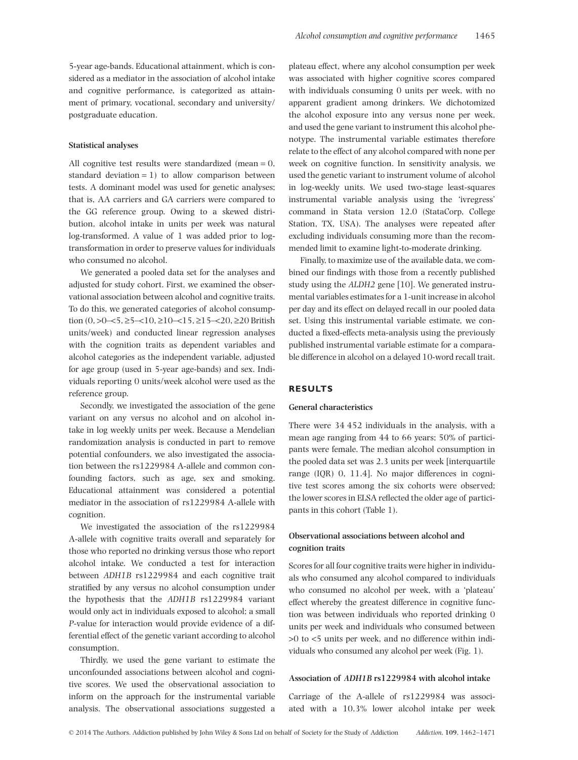5-year age-bands. Educational attainment, which is considered as a mediator in the association of alcohol intake and cognitive performance, is categorized as attainment of primary, vocational, secondary and university/postgraduate education.

### Statistical analyses

All cognitive test results were standardized (mean = 0, standard deviation = 1) to allow comparison between tests. A dominant model was used for genetic analyses; that is, AA carriers and GA carriers were compared to the GG reference group. Owing to a skewed distribution, alcohol intake in units per week was natural log-transformed. A value of 1 was added prior to log-transformation in order to preserve values for individuals who consumed no alcohol.

We generated a pooled data set for the analyses and adjusted for study cohort. First, we examined the observational association between alcohol and cognitive traits. To do this, we generated categories of alcohol consumption (0, >0–<5, ≥5–<10, ≥10–<15, ≥15–<20, ≥20 British units/week) and conducted linear regression analyses with the cognition traits as dependent variables and alcohol categories as the independent variable, adjusted for age group (used in 5-year age-bands) and sex. Individuals reporting 0 units/week alcohol were used as the reference group.

Secondly, we investigated the association of the gene variant on any versus no alcohol and on alcohol intake in log weekly units per week. Because a Mendelian randomization analysis is conducted in part to remove potential confounders, we also investigated the association between the rs1229984 A-allele and common confounding factors, such as age, sex and smoking. Educational attainment was considered a potential mediator in the association of rs1229984 A-allele with cognition.

We investigated the association of the rs1229984 A-allele with cognitive traits overall and separately for those who reported no drinking versus those who report alcohol intake. We conducted a test for interaction between *ADH1B* rs1229984 and each cognitive trait stratified by any versus no alcohol consumption under the hypothesis that the *ADH1B* rs1229984 variant would only act in individuals exposed to alcohol; a small *P*-value for interaction would provide evidence of a differential effect of the genetic variant according to alcohol consumption.

Thirdly, we used the gene variant to estimate the unconfounded associations between alcohol and cognitive scores. We used the observational association to inform on the approach for the instrumental variable analysis. The observational associations suggested a plateau effect, where any alcohol consumption per week was associated with higher cognitive scores compared with individuals consuming 0 units per week, with no apparent gradient among drinkers. We dichotomized the alcohol exposure into any versus none per week, and used the gene variant to instrument this alcohol phenotype. The instrumental variable estimates therefore relate to the effect of any alcohol compared with none per week on cognitive function. In sensitivity analysis, we used the genetic variant to instrument volume of alcohol in log-weekly units. We used two-stage least-squares instrumental variable analysis using the 'ivregress' command in Stata version 12.0 (StataCorp, College Station, TX, USA). The analyses were repeated after excluding individuals consuming more than the recommended limit to examine light-to-moderate drinking.

Finally, to maximize use of the available data, we combined our findings with those from a recently published study using the *ALDH2* gene [10]. We generated instrumental variables estimates for a 1-unit increase in alcohol per day and its effect on delayed recall in our pooled data set. Using this instrumental variable estimate, we conducted a fixed-effects meta-analysis using the previously published instrumental variable estimate for a comparable difference in alcohol on a delayed 10-word recall trait.

## RESULTS

### General characteristics

There were 34 452 individuals in the analysis, with a mean age ranging from 44 to 66 years; 50% of participants were female. The median alcohol consumption in the pooled data set was 2.3 units per week [interquartile range (IQR) 0, 11.4]. No major differences in cognitive test scores among the six cohorts were observed; the lower scores in ELSA reflected the older age of participants in this cohort (Table 1).

### Observational associations between alcohol and cognition traits

Scores for all four cognitive traits were higher in individuals who consumed any alcohol compared to individuals who consumed no alcohol per week, with a 'plateau' effect whereby the greatest difference in cognitive function was between individuals who reported drinking 0 units per week and individuals who consumed between >0 to <5 units per week, and no difference within individuals who consumed any alcohol per week (Fig. 1).

### Association of *ADH1B* rs1229984 with alcohol intake

Carriage of the A-allele of rs1229984 was associated with a 10.3% lower alcohol intake per week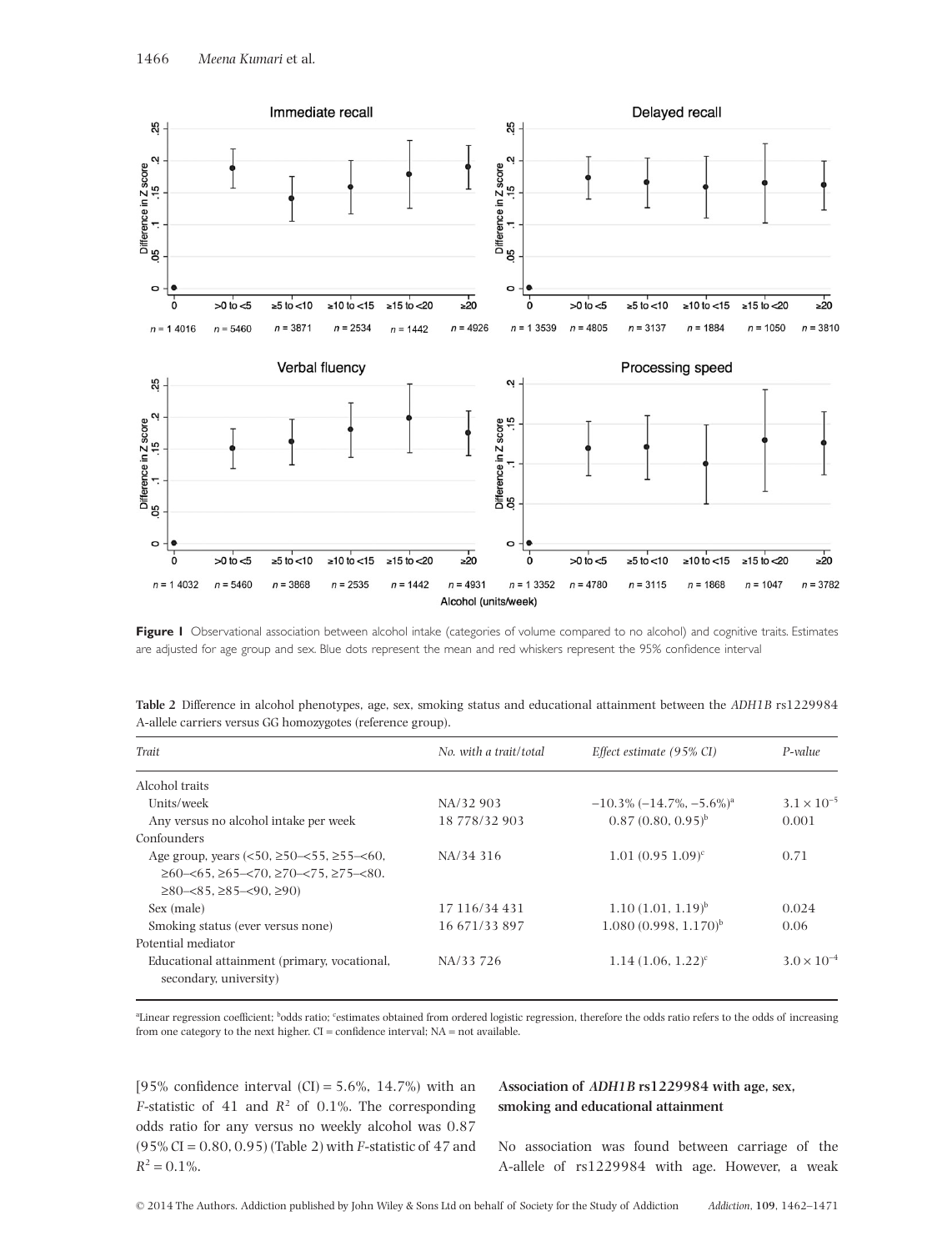**Figure 1** Observational association between alcohol intake (categories of volume compared to no alcohol) and cognitive traits. Estimates are adjusted for age group and sex. Blue dots represent the mean and red whiskers represent the 95% confidence interval

**Table 2** Difference in alcohol phenotypes, age, sex, smoking status and educational attainment between the *ADH1B* rs1229984 A-allele carriers versus GG homozygotes (reference group).

| *Trait* | *No. with a trait/total* | *Effect estimate (95% CI)* | *P-value* |
|---|---|---|---|
| Alcohol traits | | | |
| Units/week | NA/32 903 | −10.3% (−14.7%, −5.6%)[a] | $3.1 \times 10^{-5}$ |
| Any versus no alcohol intake per week | 18 778/32 903 | 0.87 (0.80, 0.95)[b] | 0.001 |
| Confounders | | | |
| Age group, years (<50, ≥50–<55, ≥55–<60, ≥60–<65, ≥65–<70, ≥70–<75, ≥75–<80, ≥80–<85, ≥85–<90, ≥90) | NA/34 316 | 1.01 (0.95 1.09)[c] | 0.71 |
| Sex (male) | 17 116/34 431 | 1.10 (1.01, 1.19)[b] | 0.024 |
| Smoking status (ever versus none) | 16 671/33 897 | 1.080 (0.998, 1.170)[b] | 0.06 |
| Potential mediator | | | |
| Educational attainment (primary, vocational, secondary, university) | NA/33 726 | 1.14 (1.06, 1.22)[c] | $3.0 \times 10^{-4}$ |

[a]Linear regression coefficient; [b]odds ratio; [c]estimates obtained from ordered logistic regression, therefore the odds ratio refers to the odds of increasing from one category to the next higher. CI = confidence interval; NA = not available.

[95% confidence interval (CI) = 5.6%, 14.7%) with an $F$-statistic of 41 and $R^2$ of 0.1%. The corresponding odds ratio for any versus no weekly alcohol was 0.87 (95% CI = 0.80, 0.95) (Table 2) with $F$-statistic of 47 and $R^2 = 0.1\%$.

### Association of *ADH1B* rs1229984 with age, sex, smoking and educational attainment

No association was found between carriage of the A-allele of rs1229984 with age. However, a weak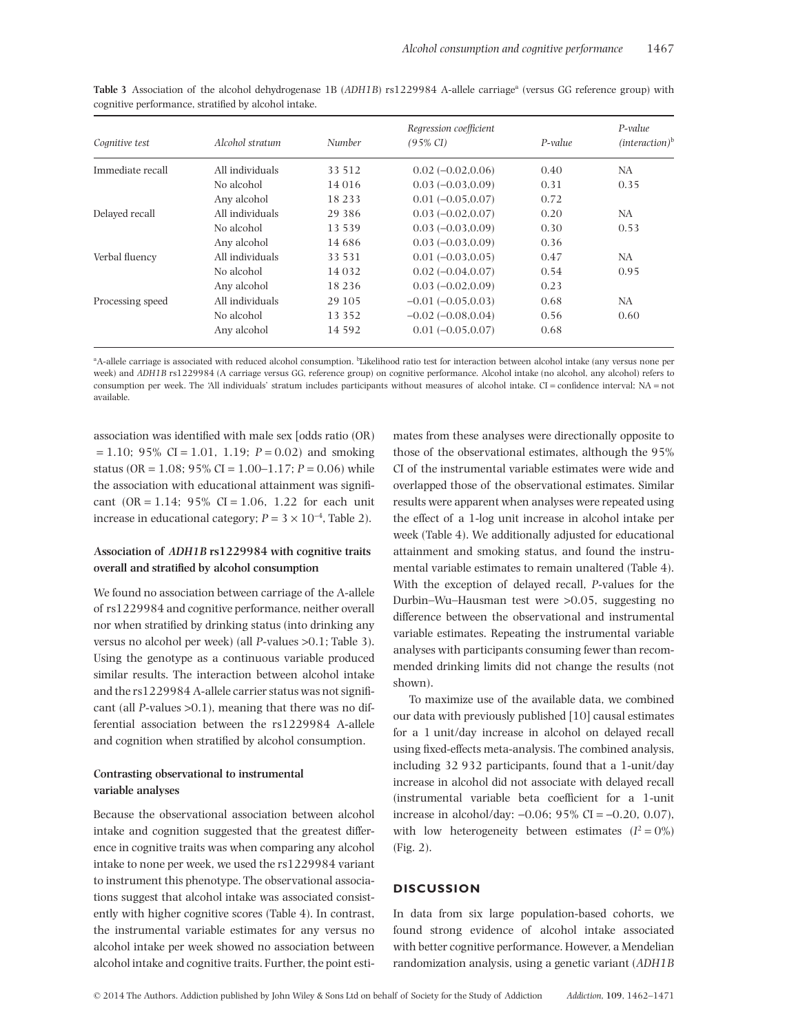**Table 3** Association of the alcohol dehydrogenase 1B (*ADH1B*) rs1229984 A-allele carriage[a] (versus GG reference group) with cognitive performance, stratified by alcohol intake.

| *Cognitive test* | *Alcohol stratum* | *Number* | *Regression coefficient (95% CI)* | *P-value* | *P-value (interaction)*[b] |
|---|---|---|---|---|---|
| Immediate recall | All individuals | 33 512 | 0.02 (−0.02,0.06) | 0.40 | NA |
| | No alcohol | 14 016 | 0.03 (−0.03,0.09) | 0.31 | 0.35 |
| | Any alcohol | 18 233 | 0.01 (−0.05,0.07) | 0.72 | |
| Delayed recall | All individuals | 29 386 | 0.03 (−0.02,0.07) | 0.20 | NA |
| | No alcohol | 13 539 | 0.03 (−0.03,0.09) | 0.30 | 0.53 |
| | Any alcohol | 14 686 | 0.03 (−0.03,0.09) | 0.36 | |
| Verbal fluency | All individuals | 33 531 | 0.01 (−0.03,0.05) | 0.47 | NA |
| | No alcohol | 14 032 | 0.02 (−0.04,0.07) | 0.54 | 0.95 |
| | Any alcohol | 18 236 | 0.03 (−0.02,0.09) | 0.23 | |
| Processing speed | All individuals | 29 105 | −0.01 (−0.05,0.03) | 0.68 | NA |
| | No alcohol | 13 352 | −0.02 (−0.08,0.04) | 0.56 | 0.60 |
| | Any alcohol | 14 592 | 0.01 (−0.05,0.07) | 0.68 | |

[a]A-allele carriage is associated with reduced alcohol consumption. [b]Likelihood ratio test for interaction between alcohol intake (any versus none per week) and *ADH1B* rs1229984 (A carriage versus GG, reference group) on cognitive performance. Alcohol intake (no alcohol, any alcohol) refers to consumption per week. The 'All individuals' stratum includes participants without measures of alcohol intake. CI = confidence interval; NA = not available.

association was identified with male sex [odds ratio (OR) = 1.10; 95% CI = 1.01, 1.19; $P = 0.02$) and smoking status (OR = 1.08; 95% CI = 1.00–1.17; $P = 0.06$) while the association with educational attainment was significant (OR = 1.14; 95% CI = 1.06, 1.22 for each unit increase in educational category; $P = 3 \times 10^{-4}$, Table 2).

### Association of *ADH1B* rs1229984 with cognitive traits overall and stratified by alcohol consumption

We found no association between carriage of the A-allele of rs1229984 and cognitive performance, neither overall nor when stratified by drinking status (into drinking any versus no alcohol per week) (all *P*-values >0.1; Table 3). Using the genotype as a continuous variable produced similar results. The interaction between alcohol intake and the rs1229984 A-allele carrier status was not significant (all *P*-values >0.1), meaning that there was no differential association between the rs1229984 A-allele and cognition when stratified by alcohol consumption.

### Contrasting observational to instrumental variable analyses

Because the observational association between alcohol intake and cognition suggested that the greatest difference in cognitive traits was when comparing any alcohol intake to none per week, we used the rs1229984 variant to instrument this phenotype. The observational associations suggest that alcohol intake was associated consistently with higher cognitive scores (Table 4). In contrast, the instrumental variable estimates for any versus no alcohol intake per week showed no association between alcohol intake and cognitive traits. Further, the point estimates from these analyses were directionally opposite to those of the observational estimates, although the 95% CI of the instrumental variable estimates were wide and overlapped those of the observational estimates. Similar results were apparent when analyses were repeated using the effect of a 1-log unit increase in alcohol intake per week (Table 4). We additionally adjusted for educational attainment and smoking status, and found the instrumental variable estimates to remain unaltered (Table 4). With the exception of delayed recall, *P*-values for the Durbin–Wu–Hausman test were >0.05, suggesting no difference between the observational and instrumental variable estimates. Repeating the instrumental variable analyses with participants consuming fewer than recommended drinking limits did not change the results (not shown).

To maximize use of the available data, we combined our data with previously published [10] causal estimates for a 1 unit/day increase in alcohol on delayed recall using fixed-effects meta-analysis. The combined analysis, including 32 932 participants, found that a 1-unit/day increase in alcohol did not associate with delayed recall (instrumental variable beta coefficient for a 1-unit increase in alcohol/day: −0.06; 95% CI = −0.20, 0.07), with low heterogeneity between estimates ($I^2 = 0\%$) (Fig. 2).

## DISCUSSION

In data from six large population-based cohorts, we found strong evidence of alcohol intake associated with better cognitive performance. However, a Mendelian randomization analysis, using a genetic variant (*ADH1B*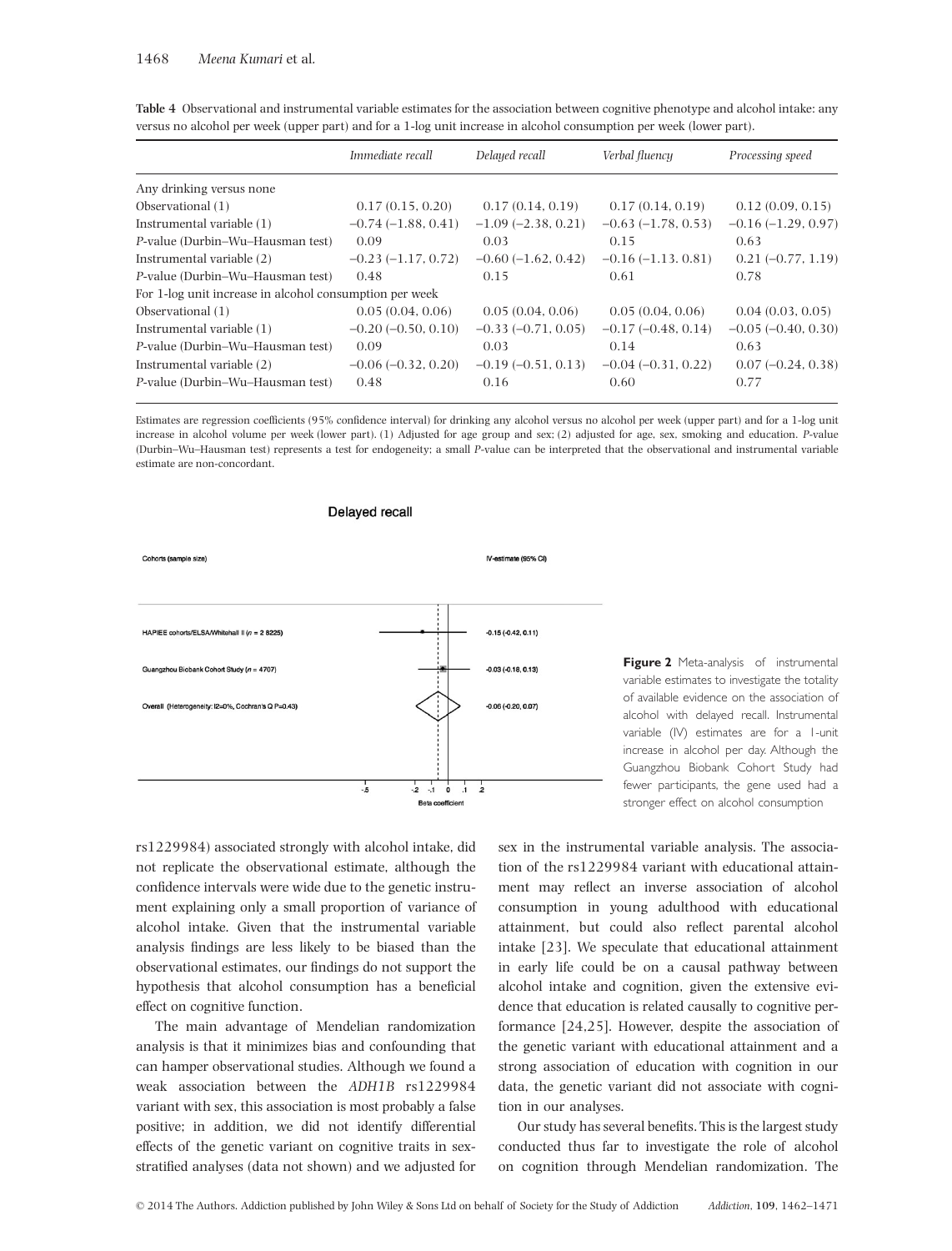**Table 4** Observational and instrumental variable estimates for the association between cognitive phenotype and alcohol intake: any versus no alcohol per week (upper part) and for a 1-log unit increase in alcohol consumption per week (lower part).

| | *Immediate recall* | *Delayed recall* | *Verbal fluency* | *Processing speed* |
|---|---|---|---|---|
| Any drinking versus none | | | | |
| Observational (1) | 0.17 (0.15, 0.20) | 0.17 (0.14, 0.19) | 0.17 (0.14, 0.19) | 0.12 (0.09, 0.15) |
| Instrumental variable (1) | −0.74 (−1.88, 0.41) | −1.09 (−2.38, 0.21) | −0.63 (−1.78, 0.53) | −0.16 (−1.29, 0.97) |
| *P*-value (Durbin–Wu–Hausman test) | 0.09 | 0.03 | 0.15 | 0.63 |
| Instrumental variable (2) | −0.23 (−1.17, 0.72) | −0.60 (−1.62, 0.42) | −0.16 (−1.13, 0.81) | 0.21 (−0.77, 1.19) |
| *P*-value (Durbin–Wu–Hausman test) | 0.48 | 0.15 | 0.61 | 0.78 |
| For 1-log unit increase in alcohol consumption per week | | | | |
| Observational (1) | 0.05 (0.04, 0.06) | 0.05 (0.04, 0.06) | 0.05 (0.04, 0.06) | 0.04 (0.03, 0.05) |
| Instrumental variable (1) | −0.20 (−0.50, 0.10) | −0.33 (−0.71, 0.05) | −0.17 (−0.48, 0.14) | −0.05 (−0.40, 0.30) |
| *P*-value (Durbin–Wu–Hausman test) | 0.09 | 0.03 | 0.14 | 0.63 |
| Instrumental variable (2) | −0.06 (−0.32, 0.20) | −0.19 (−0.51, 0.13) | −0.04 (−0.31, 0.22) | 0.07 (−0.24, 0.38) |
| *P*-value (Durbin–Wu–Hausman test) | 0.48 | 0.16 | 0.60 | 0.77 |

Estimates are regression coefficients (95% confidence interval) for drinking any alcohol versus no alcohol per week (upper part) and for a 1-log unit increase in alcohol volume per week (lower part). (1) Adjusted for age group and sex; (2) adjusted for age, sex, smoking and education. *P*-value (Durbin–Wu–Hausman test) represents a test for endogeneity; a small *P*-value can be interpreted that the observational and instrumental variable estimate are non-concordant.

**Figure 2** Meta-analysis of instrumental variable estimates to investigate the totality of available evidence on the association of alcohol with delayed recall. Instrumental variable (IV) estimates are for a 1-unit increase in alcohol per day. Although the Guangzhou Biobank Cohort Study had fewer participants, the gene used had a stronger effect on alcohol consumption

rs1229984) associated strongly with alcohol intake, did not replicate the observational estimate, although the confidence intervals were wide due to the genetic instrument explaining only a small proportion of variance of alcohol intake. Given that the instrumental variable analysis findings are less likely to be biased than the observational estimates, our findings do not support the hypothesis that alcohol consumption has a beneficial effect on cognitive function.

The main advantage of Mendelian randomization analysis is that it minimizes bias and confounding that can hamper observational studies. Although we found a weak association between the *ADH1B* rs1229984 variant with sex, this association is most probably a false positive; in addition, we did not identify differential effects of the genetic variant on cognitive traits in sex-stratified analyses (data not shown) and we adjusted for sex in the instrumental variable analysis. The association of the rs1229984 variant with educational attainment may reflect an inverse association of alcohol consumption in young adulthood with educational attainment, but could also reflect parental alcohol intake [23]. We speculate that educational attainment in early life could be on a causal pathway between alcohol intake and cognition, given the extensive evidence that education is related causally to cognitive performance [24,25]. However, despite the association of the genetic variant with educational attainment and a strong association of education with cognition in our data, the genetic variant did not associate with cognition in our analyses.

Our study has several benefits. This is the largest study conducted thus far to investigate the role of alcohol on cognition through Mendelian randomization. The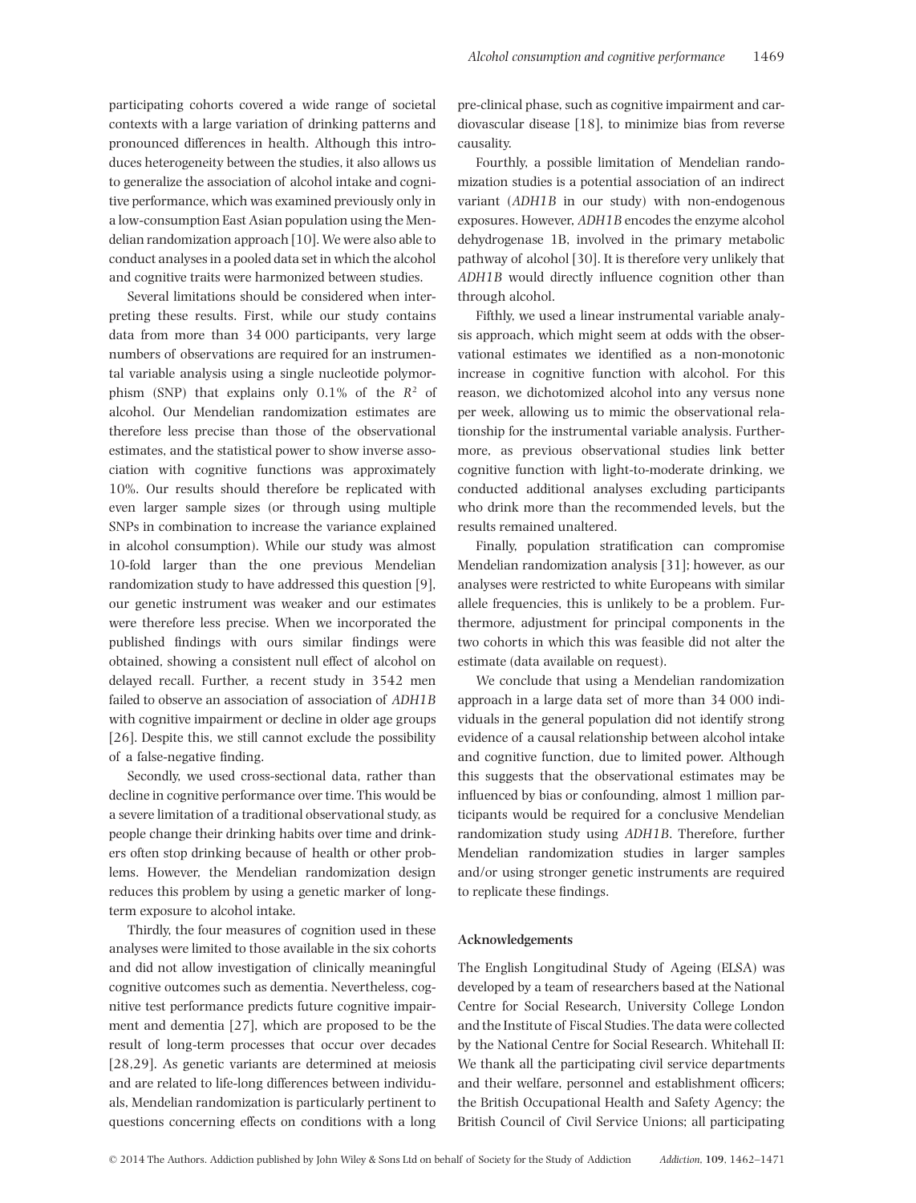participating cohorts covered a wide range of societal contexts with a large variation of drinking patterns and pronounced differences in health. Although this introduces heterogeneity between the studies, it also allows us to generalize the association of alcohol intake and cognitive performance, which was examined previously only in a low-consumption East Asian population using the Mendelian randomization approach [10]. We were also able to conduct analyses in a pooled data set in which the alcohol and cognitive traits were harmonized between studies.

Several limitations should be considered when interpreting these results. First, while our study contains data from more than 34 000 participants, very large numbers of observations are required for an instrumental variable analysis using a single nucleotide polymorphism (SNP) that explains only 0.1% of the $R^2$ of alcohol. Our Mendelian randomization estimates are therefore less precise than those of the observational estimates, and the statistical power to show inverse association with cognitive functions was approximately 10%. Our results should therefore be replicated with even larger sample sizes (or through using multiple SNPs in combination to increase the variance explained in alcohol consumption). While our study was almost 10-fold larger than the one previous Mendelian randomization study to have addressed this question [9], our genetic instrument was weaker and our estimates were therefore less precise. When we incorporated the published findings with ours similar findings were obtained, showing a consistent null effect of alcohol on delayed recall. Further, a recent study in 3542 men failed to observe an association of association of *ADH1B* with cognitive impairment or decline in older age groups [26]. Despite this, we still cannot exclude the possibility of a false-negative finding.

Secondly, we used cross-sectional data, rather than decline in cognitive performance over time. This would be a severe limitation of a traditional observational study, as people change their drinking habits over time and drinkers often stop drinking because of health or other problems. However, the Mendelian randomization design reduces this problem by using a genetic marker of long-term exposure to alcohol intake.

Thirdly, the four measures of cognition used in these analyses were limited to those available in the six cohorts and did not allow investigation of clinically meaningful cognitive outcomes such as dementia. Nevertheless, cognitive test performance predicts future cognitive impairment and dementia [27], which are proposed to be the result of long-term processes that occur over decades [28,29]. As genetic variants are determined at meiosis and are related to life-long differences between individuals, Mendelian randomization is particularly pertinent to questions concerning effects on conditions with a long pre-clinical phase, such as cognitive impairment and cardiovascular disease [18], to minimize bias from reverse causality.

Fourthly, a possible limitation of Mendelian randomization studies is a potential association of an indirect variant (*ADH1B* in our study) with non-endogenous exposures. However, *ADH1B* encodes the enzyme alcohol dehydrogenase 1B, involved in the primary metabolic pathway of alcohol [30]. It is therefore very unlikely that *ADH1B* would directly influence cognition other than through alcohol.

Fifthly, we used a linear instrumental variable analysis approach, which might seem at odds with the observational estimates we identified as a non-monotonic increase in cognitive function with alcohol. For this reason, we dichotomized alcohol into any versus none per week, allowing us to mimic the observational relationship for the instrumental variable analysis. Furthermore, as previous observational studies link better cognitive function with light-to-moderate drinking, we conducted additional analyses excluding participants who drink more than the recommended levels, but the results remained unaltered.

Finally, population stratification can compromise Mendelian randomization analysis [31]; however, as our analyses were restricted to white Europeans with similar allele frequencies, this is unlikely to be a problem. Furthermore, adjustment for principal components in the two cohorts in which this was feasible did not alter the estimate (data available on request).

We conclude that using a Mendelian randomization approach in a large data set of more than 34 000 individuals in the general population did not identify strong evidence of a causal relationship between alcohol intake and cognitive function, due to limited power. Although this suggests that the observational estimates may be influenced by bias or confounding, almost 1 million participants would be required for a conclusive Mendelian randomization study using *ADH1B*. Therefore, further Mendelian randomization studies in larger samples and/or using stronger genetic instruments are required to replicate these findings.

### Acknowledgements

The English Longitudinal Study of Ageing (ELSA) was developed by a team of researchers based at the National Centre for Social Research, University College London and the Institute of Fiscal Studies. The data were collected by the National Centre for Social Research. Whitehall II: We thank all the participating civil service departments and their welfare, personnel and establishment officers; the British Occupational Health and Safety Agency; the British Council of Civil Service Unions; all participating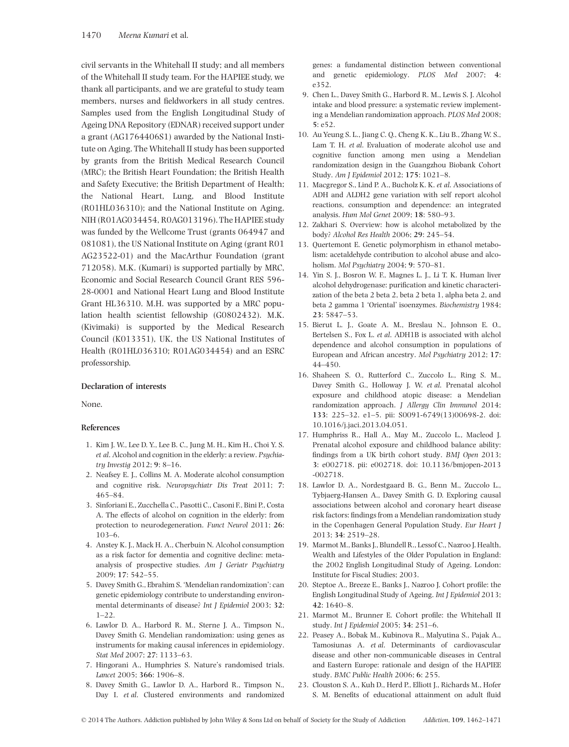civil servants in the Whitehall II study; and all members of the Whitehall II study team. For the HAPIEE study, we thank all participants, and we are grateful to study team members, nurses and fieldworkers in all study centres. Samples used from the English Longitudinal Study of Ageing DNA Repository (EDNAR) received support under a grant (AG1764406S1) awarded by the National Institute on Aging. The Whitehall II study has been supported by grants from the British Medical Research Council (MRC); the British Heart Foundation; the British Health and Safety Executive; the British Department of Health; the National Heart, Lung, and Blood Institute (R01HL036310); and the National Institute on Aging, NIH (R01AG034454, R0AG013196). The HAPIEE study was funded by the Wellcome Trust (grants 064947 and 081081), the US National Institute on Aging (grant R01 AG23522-01) and the MacArthur Foundation (grant 712058). M.K. (Kumari) is supported partially by MRC, Economic and Social Research Council Grant RES 596-28-0001 and National Heart Lung and Blood Institute Grant HL36310. M.H. was supported by a MRC population health scientist fellowship (G0802432). M.K. (Kivimaki) is supported by the Medical Research Council (K013351), UK, the US National Institutes of Health (R01HL036310; R01AG034454) and an ESRC professorship.

### Declaration of interests

None.

### References

1. Kim J. W., Lee D. Y., Lee B. C., Jung M. H., Kim H., Choi Y. S. *et al.* Alcohol and cognition in the elderly: a review. *Psychiatry Investig* 2012; **9**: 8–16.
2. Neafsey E. J., Collins M. A. Moderate alcohol consumption and cognitive risk. *Neuropsychiatr Dis Treat* 2011; **7**: 465–84.
3. Sinforiani E., Zucchella C., Pasotti C., Casoni F., Bini P., Costa A. The effects of alcohol on cognition in the elderly: from protection to neurodegeneration. *Funct Neurol* 2011; **26**: 103–6.
4. Anstey K. J., Mack H. A., Cherbuin N. Alcohol consumption as a risk factor for dementia and cognitive decline: meta-analysis of prospective studies. *Am J Geriatr Psychiatry* 2009; **17**: 542–55.
5. Davey Smith G., Ebrahim S. 'Mendelian randomization': can genetic epidemiology contribute to understanding environmental determinants of disease? *Int J Epidemiol* 2003; **32**: 1–22.
6. Lawlor D. A., Harbord R. M., Sterne J. A., Timpson N., Davey Smith G. Mendelian randomization: using genes as instruments for making causal inferences in epidemiology. *Stat Med* 2007; **27**: 1133–63.
7. Hingorani A., Humphries S. Nature's randomised trials. *Lancet* 2005; **366**: 1906–8.
8. Davey Smith G., Lawlor D. A., Harbord R., Timpson N., Day I. *et al.* Clustered environments and randomized genes: a fundamental distinction between conventional and genetic epidemiology. *PLOS Med* 2007; **4**: e352.
9. Chen L., Davey Smith G., Harbord R. M., Lewis S. J. Alcohol intake and blood pressure: a systematic review implementing a Mendelian randomization approach. *PLOS Med* 2008; **5**: e52.
10. Au Yeung S. L., Jiang C. Q., Cheng K. K., Liu B., Zhang W. S., Lam T. H. *et al.* Evaluation of moderate alcohol use and cognitive function among men using a Mendelian randomization design in the Guangzhou Biobank Cohort Study. *Am J Epidemiol* 2012; **175**: 1021–8.
11. Macgregor S., Lind P. A., Bucholz K. K. *et al.* Associations of ADH and ALDH2 gene variation with self report alcohol reactions, consumption and dependence: an integrated analysis. *Hum Mol Genet* 2009; **18**: 580–93.
12. Zakhari S. Overview: how is alcohol metabolized by the body? *Alcohol Res Health* 2006; **29**: 245–54.
13. Quertemont E. Genetic polymorphism in ethanol metabolism: acetaldehyde contribution to alcohol abuse and alcoholism. *Mol Psychiatry* 2004; **9**: 570–81.
14. Yin S. J., Bosron W. F., Magnes L. J., Li T. K. Human liver alcohol dehydrogenase: purification and kinetic characterization of the beta 2 beta 2, beta 2 beta 1, alpha beta 2, and beta 2 gamma 1 'Oriental' isoenzymes. *Biochemistry* 1984; **23**: 5847–53.
15. Bierut L. J., Goate A. M., Breslau N., Johnson E. O., Bertelsen S., Fox L. *et al.* ADH1B is associated with alchol dependence and alcohol consumption in populations of European and African ancestry. *Mol Psychiatry* 2012; **17**: 44–450.
16. Shaheen S. O., Rutterford C., Zuccolo L., Ring S. M., Davey Smith G., Holloway J. W. *et al.* Prenatal alcohol exposure and childhood atopic disease: a Mendelian randomization approach. *J Allergy Clin Immunol* 2014; **133**: 225–32. e1–5. pii: S0091-6749(13)00698-2. doi: 10.1016/j.jaci.2013.04.051.
17. Humphriss R., Hall A., May M., Zuccolo L., Macleod J. Prenatal alcohol exposure and childhood balance ability: findings from a UK birth cohort study. *BMJ Open* 2013; **3**: e002718. pii: e002718. doi: 10.1136/bmjopen-2013-002718.
18. Lawlor D. A., Nordestgaard B. G., Benn M., Zuccolo L., Tybjaerg-Hansen A., Davey Smith G. D. Exploring causal associations between alcohol and coronary heart disease risk factors: findings from a Mendelian randomization study in the Copenhagen General Population Study. *Eur Heart J* 2013; **34**: 2519–28.
19. Marmot M., Banks J., Blundell R., Lessof C., Nazroo J. Health, Wealth and Lifestyles of the Older Population in England: the 2002 English Longitudinal Study of Ageing. London: Institute for Fiscal Studies; 2003.
20. Steptoe A., Breeze E., Banks J., Nazroo J. Cohort profile: the English Longitudinal Study of Ageing. *Int J Epidemiol* 2013; **42**: 1640–8.
21. Marmot M., Brunner E. Cohort profile: the Whitehall II study. *Int J Epidemiol* 2005; **34**: 251–6.
22. Peasey A., Bobak M., Kubinova R., Malyutina S., Pajak A., Tamosiunas A. *et al.* Determinants of cardiovascular disease and other non-communicable diseases in Central and Eastern Europe: rationale and design of the HAPIEE study. *BMC Public Health* 2006; **6**: 255.
23. Clouston S. A., Kuh D., Herd P., Elliott J., Richards M., Hofer S. M. Benefits of educational attainment on adult fluid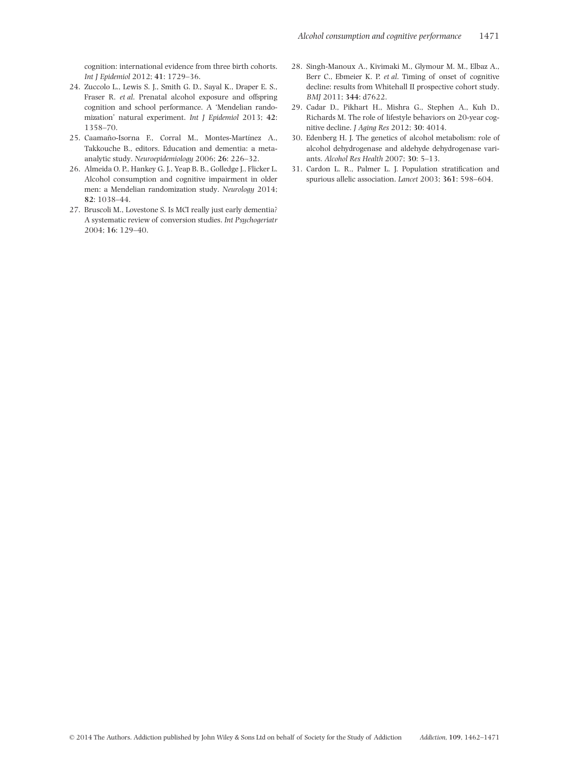cognition: international evidence from three birth cohorts. *Int J Epidemiol* 2012; **41**: 1729–36.

24. Zuccolo L., Lewis S. J., Smith G. D., Sayal K., Draper E. S., Fraser R. *et al.* Prenatal alcohol exposure and offspring cognition and school performance. A 'Mendelian randomization' natural experiment. *Int J Epidemiol* 2013; **42**: 1358–70.
25. Caamaño-Isorna F., Corral M., Montes-Martínez A., Takkouche B., editors. Education and dementia: a meta-analytic study. *Neuroepidemiology* 2006; **26**: 226–32.
26. Almeida O. P., Hankey G. J., Yeap B. B., Golledge J., Flicker L. Alcohol consumption and cognitive impairment in older men: a Mendelian randomization study. *Neurology* 2014; **82**: 1038–44.
27. Bruscoli M., Lovestone S. Is MCI really just early dementia? A systematic review of conversion studies. *Int Psychogeriatr* 2004; **16**: 129–40.
28. Singh-Manoux A., Kivimaki M., Glymour M. M., Elbaz A., Berr C., Ebmeier K. P. *et al.* Timing of onset of cognitive decline: results from Whitehall II prospective cohort study. *BMJ* 2011; **344**: d7622.
29. Cadar D., Pikhart H., Mishra G., Stephen A., Kuh D., Richards M. The role of lifestyle behaviors on 20-year cognitive decline. *J Aging Res* 2012; **30**: 4014.
30. Edenberg H. J. The genetics of alcohol metabolism: role of alcohol dehydrogenase and aldehyde dehydrogenase variants. *Alcohol Res Health* 2007; **30**: 5–13.
31. Cardon L. R., Palmer L. J. Population stratification and spurious allelic association. *Lancet* 2003; **361**: 598–604.